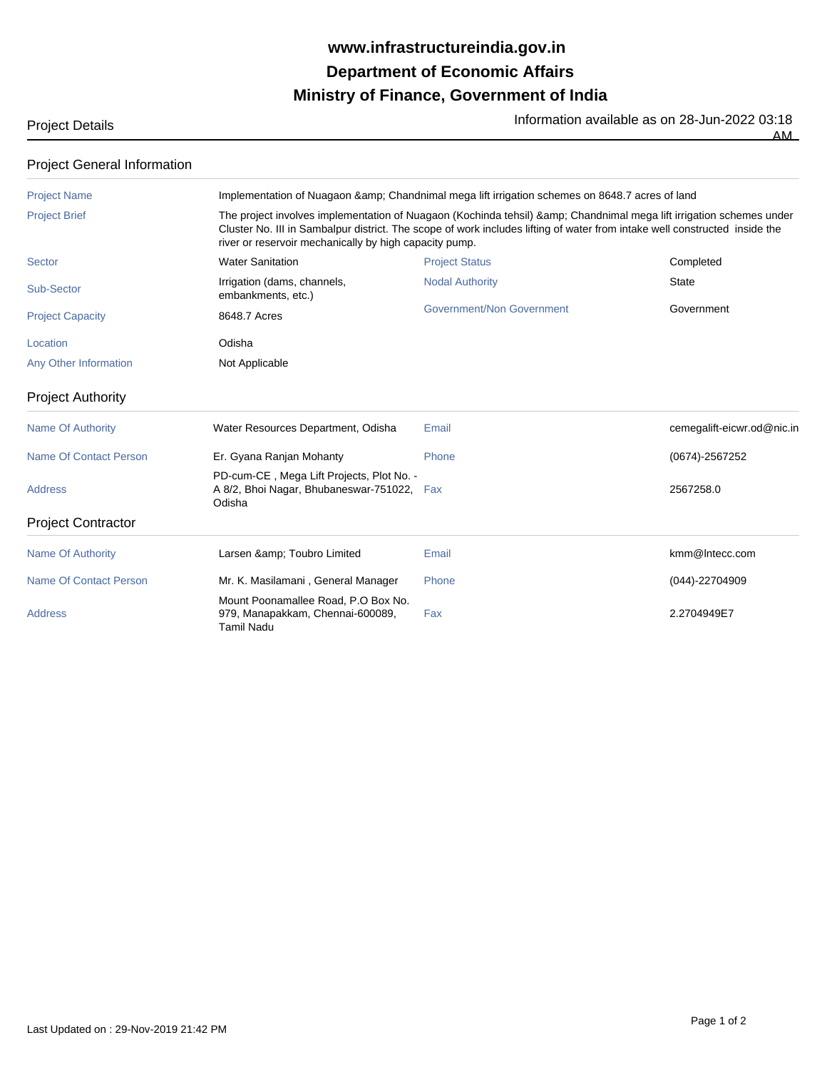# www.infrastructureindia.gov.in
# Department of Economic Affairs
# Ministry of Finance, Government of India

Project Details

Information available as on 28-Jun-2022 03:18 AM

## Project General Information

| | | | |
|---|---|---|---|
| Project Name | Implementation of Nuagaon &amp; Chandnimal mega lift irrigation schemes on 8648.7 acres of land | | |
| Project Brief | The project involves implementation of Nuagaon (Kochinda tehsil) &amp; Chandnimal mega lift irrigation schemes under Cluster No. III in Sambalpur district. The scope of work includes lifting of water from intake well constructed inside the river or reservoir mechanically by high capacity pump. | | |
| Sector | Water Sanitation | Project Status | Completed |
| Sub-Sector | Irrigation (dams, channels, embankments, etc.) | Nodal Authority | State |
| Project Capacity | 8648.7 Acres | Government/Non Government | Government |
| Location | Odisha | | |
| Any Other Information | Not Applicable | | |

## Project Authority

| | | | |
|---|---|---|---|
| Name Of Authority | Water Resources Department, Odisha | Email | cemegalift-eicwr.od@nic.in |
| Name Of Contact Person | Er. Gyana Ranjan Mohanty | Phone | (0674)-2567252 |
| Address | PD-cum-CE , Mega Lift Projects, Plot No. - A 8/2, Bhoi Nagar, Bhubaneswar-751022, Odisha | Fax | 2567258.0 |

## Project Contractor

| | | | |
|---|---|---|---|
| Name Of Authority | Larsen &amp; Toubro Limited | Email | kmm@lntecc.com |
| Name Of Contact Person | Mr. K. Masilamani , General Manager | Phone | (044)-22704909 |
| Address | Mount Poonamallee Road, P.O Box No. 979, Manapakkam, Chennai-600089, Tamil Nadu | Fax | 2.2704949E7 |

Last Updated on : 29-Nov-2019 21:42 PM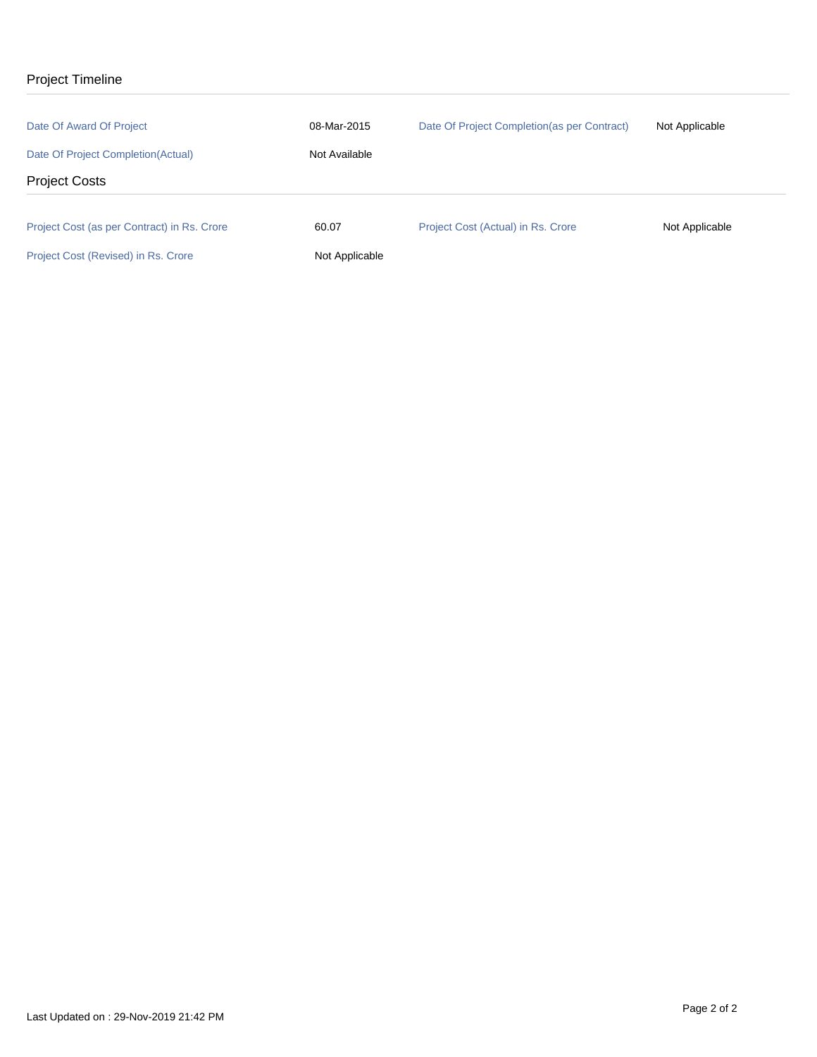## Project Timeline

| | | | |
|---|---|---|---|
| Date Of Award Of Project | 08-Mar-2015 | Date Of Project Completion(as per Contract) | Not Applicable |
| Date Of Project Completion(Actual) | Not Available | | |

## Project Costs

| | | | |
|---|---|---|---|
| Project Cost (as per Contract) in Rs. Crore | 60.07 | Project Cost (Actual) in Rs. Crore | Not Applicable |
| Project Cost (Revised) in Rs. Crore | Not Applicable | | |

Last Updated on : 29-Nov-2019 21:42 PM